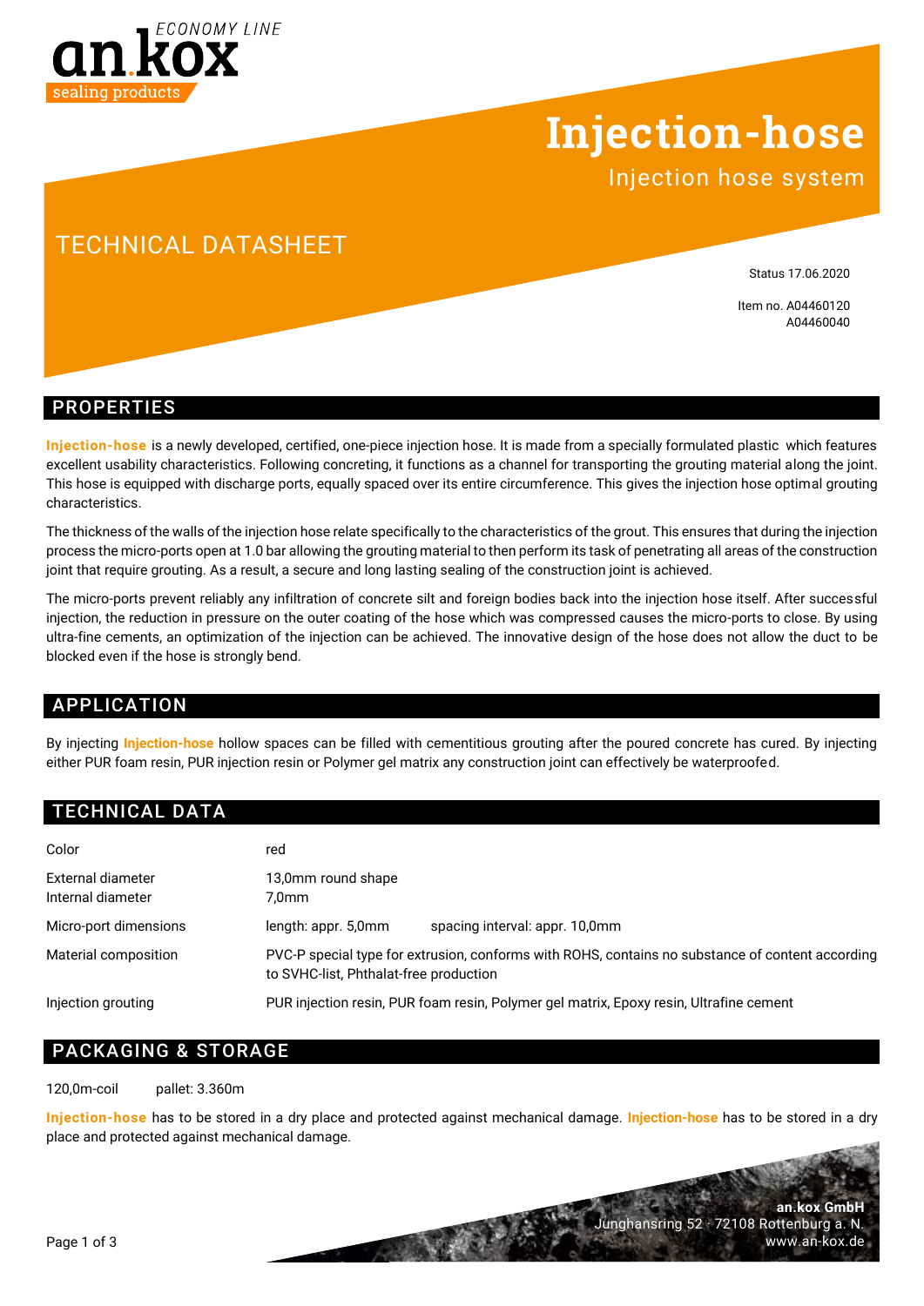an.kox ECONOMY LINE sealing products

# Injection-hose

Injection hose system

## TECHNICAL DATASHEET

Status 17.06.2020

Item no. A04460120
A04460040

## PROPERTIES

**Injection-hose** is a newly developed, certified, one-piece injection hose. It is made from a specially formulated plastic which features excellent usability characteristics. Following concreting, it functions as a channel for transporting the grouting material along the joint. This hose is equipped with discharge ports, equally spaced over its entire circumference. This gives the injection hose optimal grouting characteristics.

The thickness of the walls of the injection hose relate specifically to the characteristics of the grout. This ensures that during the injection process the micro-ports open at 1.0 bar allowing the grouting material to then perform its task of penetrating all areas of the construction joint that require grouting. As a result, a secure and long lasting sealing of the construction joint is achieved.

The micro-ports prevent reliably any infiltration of concrete silt and foreign bodies back into the injection hose itself. After successful injection, the reduction in pressure on the outer coating of the hose which was compressed causes the micro-ports to close. By using ultra-fine cements, an optimization of the injection can be achieved. The innovative design of the hose does not allow the duct to be blocked even if the hose is strongly bend.

## APPLICATION

By injecting **Injection-hose** hollow spaces can be filled with cementitious grouting after the poured concrete has cured. By injecting either PUR foam resin, PUR injection resin or Polymer gel matrix any construction joint can effectively be waterproofed.

## TECHNICAL DATA

| | | |
|---|---|---|
| Color | red | |
| External diameter | 13,0mm round shape | |
| Internal diameter | 7,0mm | |
| Micro-port dimensions | length: appr. 5,0mm | spacing interval: appr. 10,0mm |
| Material composition | PVC-P special type for extrusion, conforms with ROHS, contains no substance of content according to SVHC-list, Phthalat-free production | |
| Injection grouting | PUR injection resin, PUR foam resin, Polymer gel matrix, Epoxy resin, Ultrafine cement | |

## PACKAGING & STORAGE

120,0m-coil    pallet: 3.360m

**Injection-hose** has to be stored in a dry place and protected against mechanical damage. **Injection-hose** has to be stored in a dry place and protected against mechanical damage.

**an.kox GmbH**
Junghansring 52 · 72108 Rottenburg a. N.
www.an-kox.de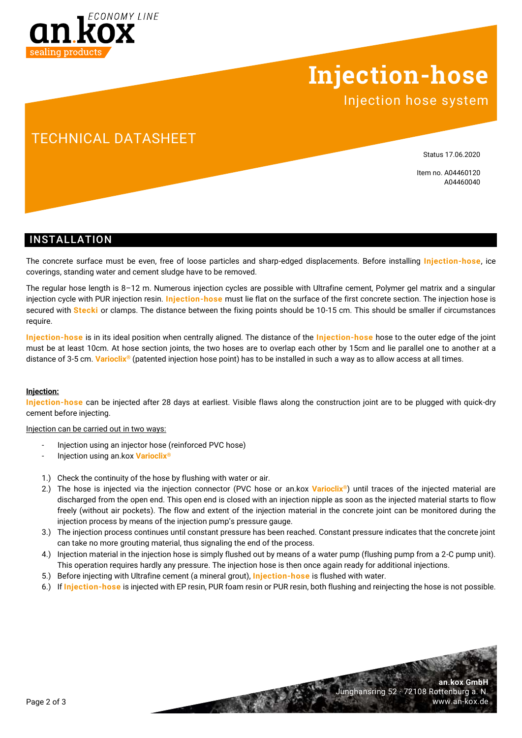# Injection-hose

Injection hose system

## TECHNICAL DATASHEET

Status 17.06.2020

Item no. A04460120
A04460040

## INSTALLATION

The concrete surface must be even, free of loose particles and sharp-edged displacements. Before installing **Injection-hose**, ice coverings, standing water and cement sludge have to be removed.

The regular hose length is 8–12 m. Numerous injection cycles are possible with Ultrafine cement, Polymer gel matrix and a singular injection cycle with PUR injection resin. **Injection-hose** must lie flat on the surface of the first concrete section. The injection hose is secured with **Stecki** or clamps. The distance between the fixing points should be 10-15 cm. This should be smaller if circumstances require.

**Injection-hose** is in its ideal position when centrally aligned. The distance of the **Injection-hose** hose to the outer edge of the joint must be at least 10cm. At hose section joints, the two hoses are to overlap each other by 15cm and lie parallel one to another at a distance of 3-5 cm. **Varioclix®** (patented injection hose point) has to be installed in such a way as to allow access at all times.

**Injection:**

**Injection-hose** can be injected after 28 days at earliest. Visible flaws along the construction joint are to be plugged with quick-dry cement before injecting.

Injection can be carried out in two ways:

- Injection using an injector hose (reinforced PVC hose)
- Injection using an.kox **Varioclix®**

1.) Check the continuity of the hose by flushing with water or air.
2.) The hose is injected via the injection connector (PVC hose or an.kox **Varioclix®**) until traces of the injected material are discharged from the open end. This open end is closed with an injection nipple as soon as the injected material starts to flow freely (without air pockets). The flow and extent of the injection material in the concrete joint can be monitored during the injection process by means of the injection pump's pressure gauge.
3.) The injection process continues until constant pressure has been reached. Constant pressure indicates that the concrete joint can take no more grouting material, thus signaling the end of the process.
4.) Injection material in the injection hose is simply flushed out by means of a water pump (flushing pump from a 2-C pump unit). This operation requires hardly any pressure. The injection hose is then once again ready for additional injections.
5.) Before injecting with Ultrafine cement (a mineral grout), **Injection-hose** is flushed with water.
6.) If **Injection-hose** is injected with EP resin, PUR foam resin or PUR resin, both flushing and reinjecting the hose is not possible.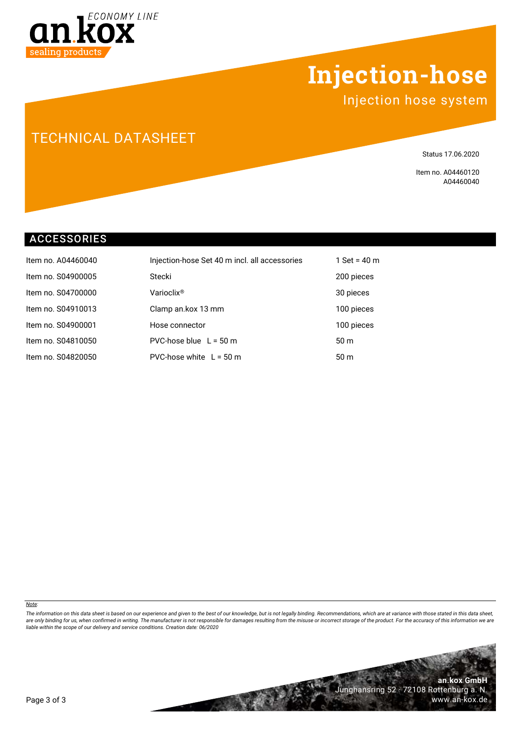# Injection-hose

Injection hose system

## TECHNICAL DATASHEET

Status 17.06.2020

Item no. A04460120
A04460040

## ACCESSORIES

| | | |
|---|---|---|
| Item no. A04460040 | Injection-hose Set 40 m incl. all accessories | 1 Set = 40 m |
| Item no. S04900005 | Stecki | 200 pieces |
| Item no. S04700000 | Varioclix® | 30 pieces |
| Item no. S04910013 | Clamp an.kox 13 mm | 100 pieces |
| Item no. S04900001 | Hose connector | 100 pieces |
| Item no. S04810050 | PVC-hose blue L = 50 m | 50 m |
| Item no. S04820050 | PVC-hose white L = 50 m | 50 m |

*Note:*

*The information on this data sheet is based on our experience and given to the best of our knowledge, but is not legally binding. Recommendations, which are at variance with those stated in this data sheet, are only binding for us, when confirmed in writing. The manufacturer is not responsible for damages resulting from the misuse or incorrect storage of the product. For the accuracy of this information we are liable within the scope of our delivery and service conditions. Creation date: 06/2020*

**an.kox GmbH**
Junghansring 52 · 72108 Rottenburg a. N.
www.an-kox.de